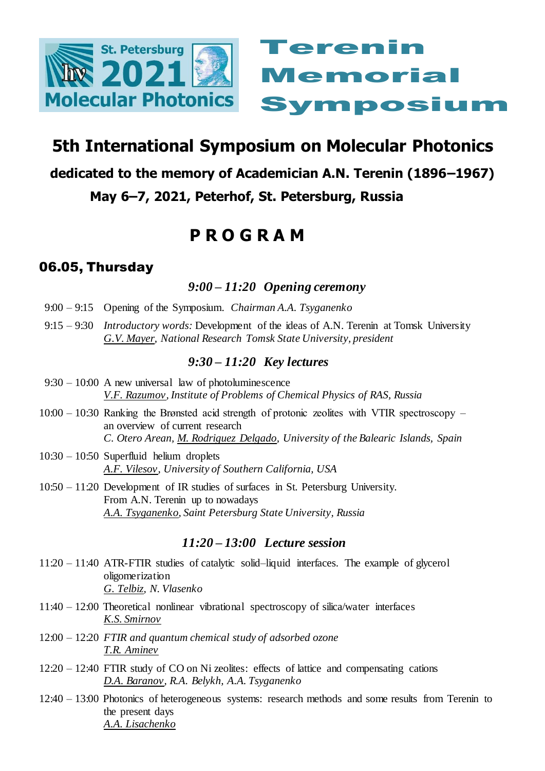St. Petersburg 2021 Molecular Photonics

# Terenin Memorial Symposium

## 5th International Symposium on Molecular Photonics

**dedicated to the memory of Academician A.N. Terenin (1896–1967)**

**May 6–7, 2021, Peterhof, St. Petersburg, Russia**

# P R O G R A M

## 06.05, Thursday

### *9:00 – 11:20 Opening ceremony*

9:00 – 9:15 Opening of the Symposium. *Chairman A.A. Tsyganenko*

9:15 – 9:30 *Introductory words:* Development of the ideas of A.N. Terenin at Tomsk University
*G.V. Mayer, National Research Tomsk State University, president*

### *9:30 – 11:20 Key lectures*

9:30 – 10:00 A new universal law of photoluminescence
*V.F. Razumov, Institute of Problems of Chemical Physics of RAS, Russia*

10:00 – 10:30 Ranking the Brønsted acid strength of protonic zeolites with VTIR spectroscopy – an overview of current research
*C. Otero Arean, M. Rodriguez Delgado, University of the Balearic Islands, Spain*

10:30 – 10:50 Superfluid helium droplets
*A.F. Vilesov, University of Southern California, USA*

10:50 – 11:20 Development of IR studies of surfaces in St. Petersburg University. From A.N. Terenin up to nowadays
*A.A. Tsyganenko, Saint Petersburg State University, Russia*

### *11:20 – 13:00 Lecture session*

11:20 – 11:40 ATR-FTIR studies of catalytic solid–liquid interfaces. The example of glycerol oligomerization
*G. Telbiz, N. Vlasenko*

11:40 – 12:00 Theoretical nonlinear vibrational spectroscopy of silica/water interfaces
*K.S. Smirnov*

12:00 – 12:20 *FTIR and quantum chemical study of adsorbed ozone*
*T.R. Aminev*

12:20 – 12:40 FTIR study of CO on Ni zeolites: effects of lattice and compensating cations
*D.A. Baranov, R.A. Belykh, A.A. Tsyganenko*

12:40 – 13:00 Photonics of heterogeneous systems: research methods and some results from Terenin to the present days
*A.A. Lisachenko*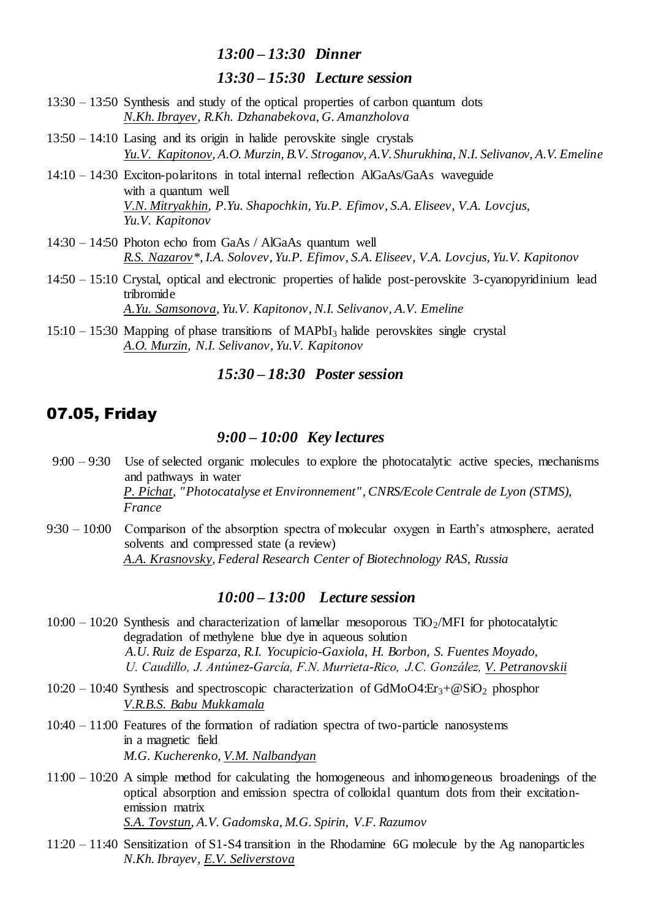### *13:00 – 13:30 Dinner*

### *13:30 – 15:30 Lecture session*

13:30 – 13:50 Synthesis and study of the optical properties of carbon quantum dots
*N.Kh. Ibrayev, R.Kh. Dzhanabekova, G. Amanzholova*

13:50 – 14:10 Lasing and its origin in halide perovskite single crystals
*Yu.V. Kapitonov, A.O. Murzin, B.V. Stroganov, A.V. Shurukhina, N.I. Selivanov, A.V. Emeline*

14:10 – 14:30 Exciton-polaritons in total internal reflection AlGaAs/GaAs waveguide with a quantum well
*V.N. Mitryakhin, P.Yu. Shapochkin, Yu.P. Efimov, S.A. Eliseev, V.A. Lovcjus, Yu.V. Kapitonov*

14:30 – 14:50 Photon echo from GaAs / AlGaAs quantum well
*R.S. Nazarov*, I.A. Solovev, Yu.P. Efimov, S.A. Eliseev, V.A. Lovcjus, Yu.V. Kapitonov*

14:50 – 15:10 Crystal, optical and electronic properties of halide post-perovskite 3-cyanopyridinium lead tribromide
*A.Yu. Samsonova, Yu.V. Kapitonov, N.I. Selivanov, A.V. Emeline*

15:10 – 15:30 Mapping of phase transitions of $MAPbI_3$ halide perovskites single crystal
*A.O. Murzin, N.I. Selivanov, Yu.V. Kapitonov*

### *15:30 – 18:30 Poster session*

## 07.05, Friday

### *9:00 – 10:00 Key lectures*

9:00 – 9:30 Use of selected organic molecules to explore the photocatalytic active species, mechanisms and pathways in water
*P. Pichat, "Photocatalyse et Environnement", CNRS/Ecole Centrale de Lyon (STMS), France*

9:30 – 10:00 Comparison of the absorption spectra of molecular oxygen in Earth's atmosphere, aerated solvents and compressed state (a review)
*A.A. Krasnovsky, Federal Research Center of Biotechnology RAS, Russia*

### *10:00 – 13:00 Lecture session*

10:00 – 10:20 Synthesis and characterization of lamellar mesoporous $TiO_2$/MFI for photocatalytic degradation of methylene blue dye in aqueous solution
*A.U. Ruiz de Esparza, R.I. Yocupicio-Gaxiola, H. Borbon, S. Fuentes Moyado, U. Caudillo, J. Antúnez-García, F.N. Murrieta-Rico, J.C. González, V. Petranovskii*

10:20 – 10:40 Synthesis and spectroscopic characterization of GdMoO4:$Er_3$+@$SiO_2$ phosphor
*V.R.B.S. Babu Mukkamala*

10:40 – 11:00 Features of the formation of radiation spectra of two-particle nanosystems in a magnetic field
*M.G. Kucherenko, V.M. Nalbandyan*

11:00 – 10:20 A simple method for calculating the homogeneous and inhomogeneous broadenings of the optical absorption and emission spectra of colloidal quantum dots from their excitation-emission matrix
*S.A. Tovstun, A.V. Gadomska, M.G. Spirin, V.F. Razumov*

11:20 – 11:40 Sensitization of S1-S4 transition in the Rhodamine 6G molecule by the Ag nanoparticles
*N.Kh. Ibrayev, E.V. Seliverstova*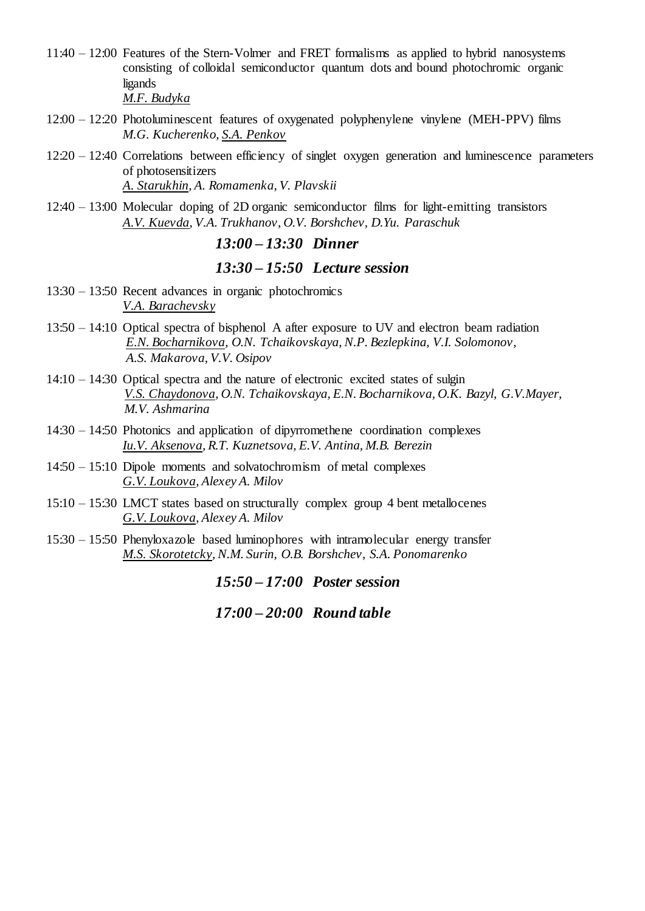11:40 – 12:00 Features of the Stern-Volmer and FRET formalisms as applied to hybrid nanosystems consisting of colloidal semiconductor quantum dots and bound photochromic organic ligands
*M.F. Budyka*

12:00 – 12:20 Photoluminescent features of oxygenated polyphenylene vinylene (MEH-PPV) films
*M.G. Kucherenko, S.A. Penkov*

12:20 – 12:40 Correlations between efficiency of singlet oxygen generation and luminescence parameters of photosensitizers
*A. Starukhin, A. Romamenka, V. Plavskii*

12:40 – 13:00 Molecular doping of 2D organic semiconductor films for light-emitting transistors
*A.V. Kuevda, V.A. Trukhanov, O.V. Borshchev, D.Yu. Paraschuk*

### *13:00 – 13:30 Dinner*

### *13:30 – 15:50 Lecture session*

13:30 – 13:50 Recent advances in organic photochromics
*V.A. Barachevsky*

13:50 – 14:10 Optical spectra of bisphenol A after exposure to UV and electron beam radiation
*E.N. Bocharnikova, O.N. Tchaikovskaya, N.P. Bezlepkina, V.I. Solomonov, A.S. Makarova, V.V. Osipov*

14:10 – 14:30 Optical spectra and the nature of electronic excited states of sulgin
*V.S. Chaydonova, O.N. Tchaikovskaya, E.N. Bocharnikova, O.K. Bazyl, G.V.Mayer, M.V. Ashmarina*

14:30 – 14:50 Photonics and application of dipyrromethene coordination complexes
*Iu.V. Aksenova, R.T. Kuznetsova, E.V. Antina, M.B. Berezin*

14:50 – 15:10 Dipole moments and solvatochromism of metal complexes
*G.V. Loukova, Alexey A. Milov*

15:10 – 15:30 LMCT states based on structurally complex group 4 bent metallocenes
*G.V. Loukova, Alexey A. Milov*

15:30 – 15:50 Phenyloxazole based luminophores with intramolecular energy transfer
*M.S. Skorotetcky, N.M. Surin, O.B. Borshchev, S.A. Ponomarenko*

### *15:50 – 17:00 Poster session*

### *17:00 – 20:00 Round table*